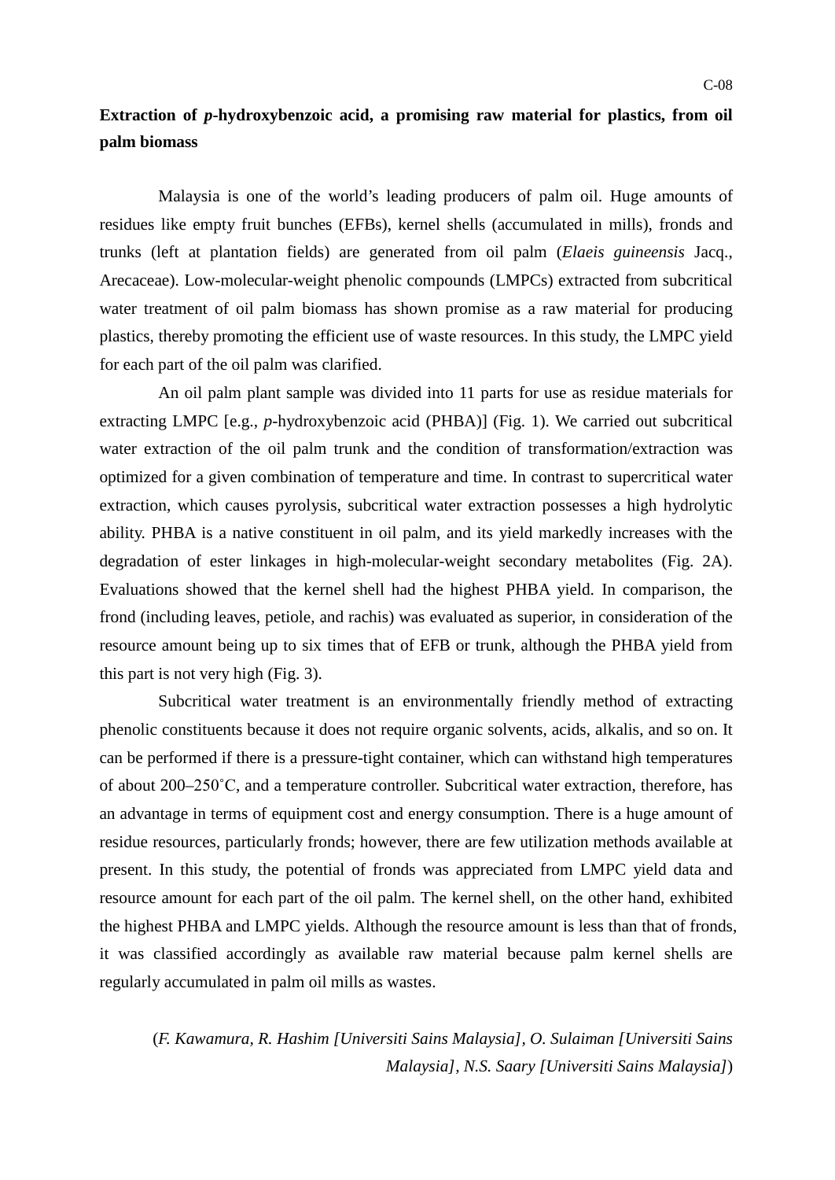# Extraction of *p*-hydroxybenzoic acid, a promising raw material for plastics, from oil palm biomass

Malaysia is one of the world's leading producers of palm oil. Huge amounts of residues like empty fruit bunches (EFBs), kernel shells (accumulated in mills), fronds and trunks (left at plantation fields) are generated from oil palm (*Elaeis guineensis* Jacq., Arecaceae). Low-molecular-weight phenolic compounds (LMPCs) extracted from subcritical water treatment of oil palm biomass has shown promise as a raw material for producing plastics, thereby promoting the efficient use of waste resources. In this study, the LMPC yield for each part of the oil palm was clarified.

An oil palm plant sample was divided into 11 parts for use as residue materials for extracting LMPC [e.g., *p*-hydroxybenzoic acid (PHBA)] (Fig. 1). We carried out subcritical water extraction of the oil palm trunk and the condition of transformation/extraction was optimized for a given combination of temperature and time. In contrast to supercritical water extraction, which causes pyrolysis, subcritical water extraction possesses a high hydrolytic ability. PHBA is a native constituent in oil palm, and its yield markedly increases with the degradation of ester linkages in high-molecular-weight secondary metabolites (Fig. 2A). Evaluations showed that the kernel shell had the highest PHBA yield. In comparison, the frond (including leaves, petiole, and rachis) was evaluated as superior, in consideration of the resource amount being up to six times that of EFB or trunk, although the PHBA yield from this part is not very high (Fig. 3).

Subcritical water treatment is an environmentally friendly method of extracting phenolic constituents because it does not require organic solvents, acids, alkalis, and so on. It can be performed if there is a pressure-tight container, which can withstand high temperatures of about 200–250˚C, and a temperature controller. Subcritical water extraction, therefore, has an advantage in terms of equipment cost and energy consumption. There is a huge amount of residue resources, particularly fronds; however, there are few utilization methods available at present. In this study, the potential of fronds was appreciated from LMPC yield data and resource amount for each part of the oil palm. The kernel shell, on the other hand, exhibited the highest PHBA and LMPC yields. Although the resource amount is less than that of fronds, it was classified accordingly as available raw material because palm kernel shells are regularly accumulated in palm oil mills as wastes.

(*F. Kawamura, R. Hashim [Universiti Sains Malaysia], O. Sulaiman [Universiti Sains Malaysia], N.S. Saary [Universiti Sains Malaysia]*)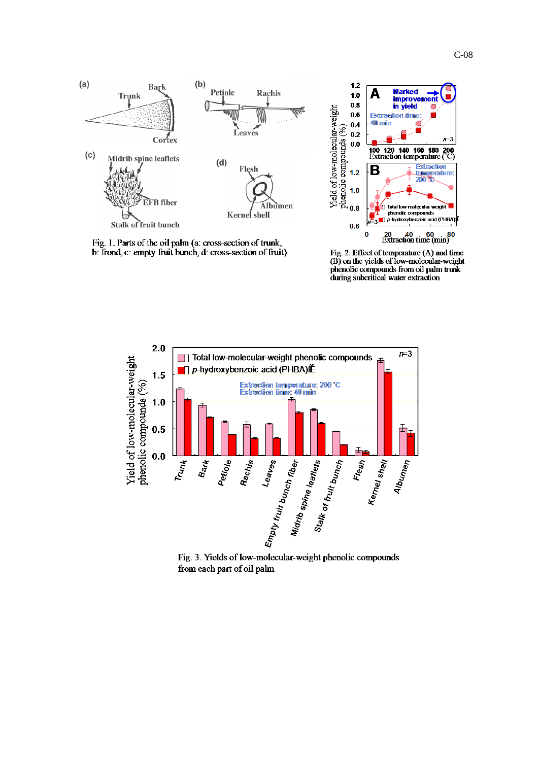(a)

Bark

Trunk

Cortex

(b)

Petiole

Rachis

Leaves

(c)

Midrib spine leaflets

EFB fiber

Stalk of fruit bunch

(d)

Flesh

Albumen

Kernel shell

Fig. 1. Parts of the oil palm (a: cross-section of trunk, b: frond, c: empty fruit bunch, d: cross-section of fruit)

A

Marked improvement in yield

Extraction time: 40 min

Yield of low-molecular-weight phenolic compounds (%)

1.2
1.0
0.8
0.6
0.4
0.2
0.0

100 120 140 160 180 200

Extraction temperature (˚C)

n=3

B

Extraction temperature: 200 ˚C

1.2
1.0
0.8
0.6

Total low molecular weight phenolic compounds

*p*-hydroxybenzoic acid (PHBA)

n=3

0 20 40 60 80

Extraction time (min)

Fig. 2. Effect of temperature (A) and time (B) on the yields of low-molecular-weight phenolic compounds from oil palm trunk during subcritical water extraction

Total low-molecular-weight phenolic compounds

*p*-hydroxybenzoic acid (PHBA)

n=3

Extraction temperature: 200 ˚C
Extraction time: 40 min

Yield of low-molecular-weight phenolic compounds (%)

2.0
1.5
1.0
0.5
0.0

Trunk
Bark
Petiole
Rachis
Leaves
Empty fruit bunch fiber
Midrib spine leaflets
Stalk of fruit bunch
Flesh
Kernel shell
Albumen

Fig. 3. Yields of low-molecular-weight phenolic compounds from each part of oil palm